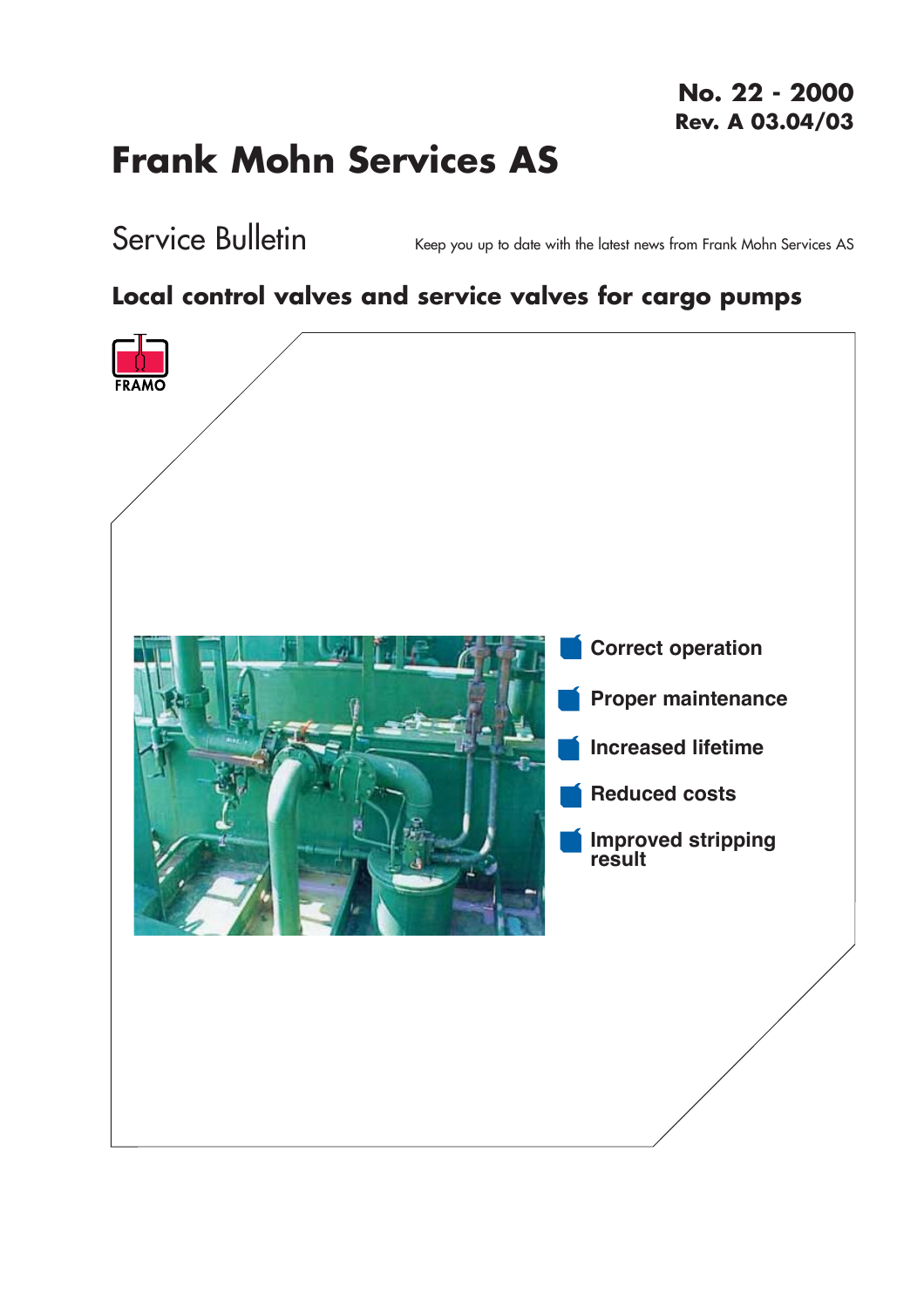**No. 22 - 2000**
**Rev. A 03.04/03**

# Frank Mohn Services AS

## Service Bulletin

Keep you up to date with the latest news from Frank Mohn Services AS

### Local control valves and service valves for cargo pumps

FRAMO

- **Correct operation**
- **Proper maintenance**
- **Increased lifetime**
- **Reduced costs**
- **Improved stripping result**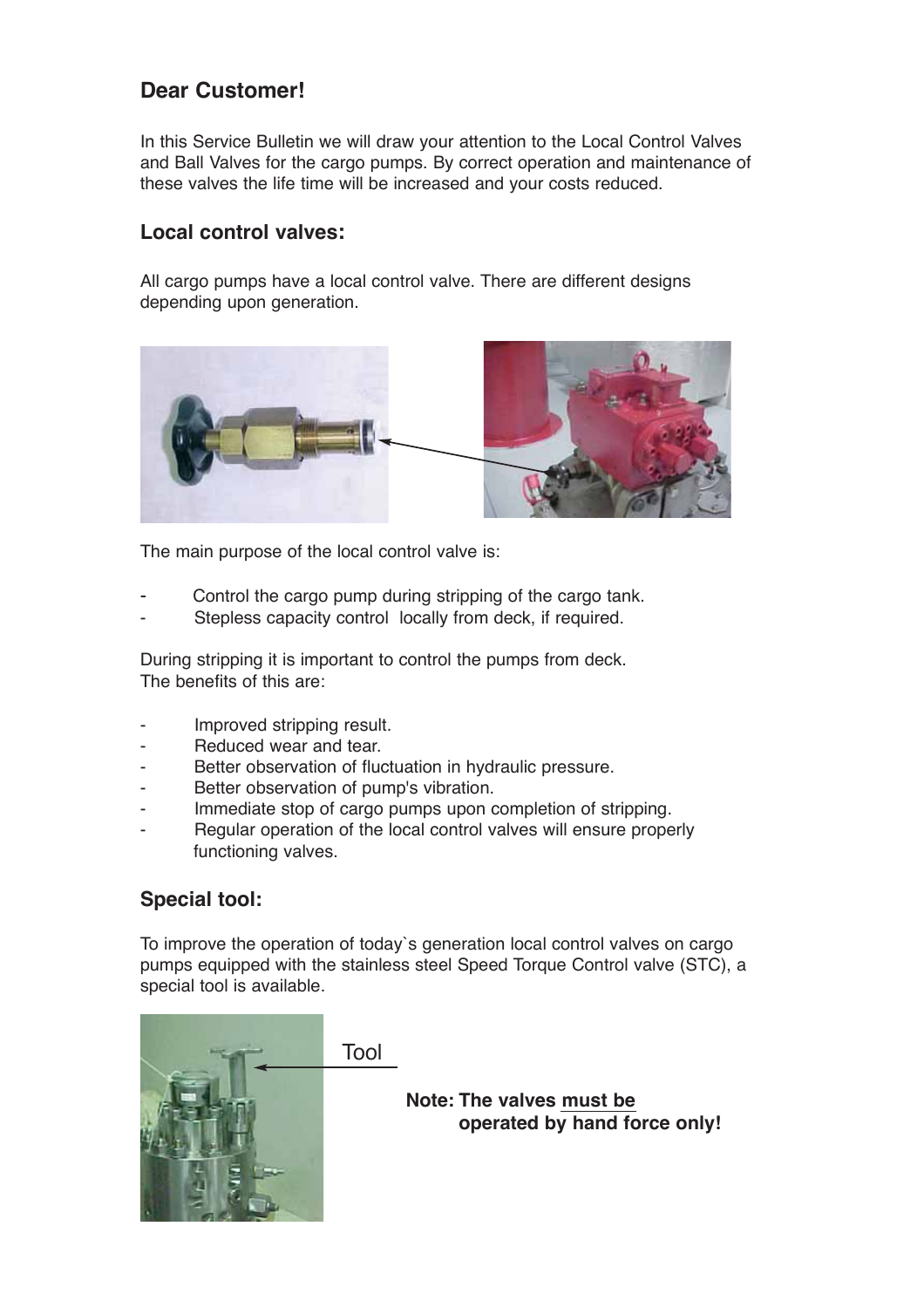## Dear Customer!

In this Service Bulletin we will draw your attention to the Local Control Valves and Ball Valves for the cargo pumps. By correct operation and maintenance of these valves the life time will be increased and your costs reduced.

## Local control valves:

All cargo pumps have a local control valve. There are different designs depending upon generation.

The main purpose of the local control valve is:

- Control the cargo pump during stripping of the cargo tank.
- Stepless capacity control locally from deck, if required.

During stripping it is important to control the pumps from deck.
The benefits of this are:

- Improved stripping result.
- Reduced wear and tear.
- Better observation of fluctuation in hydraulic pressure.
- Better observation of pump's vibration.
- Immediate stop of cargo pumps upon completion of stripping.
- Regular operation of the local control valves will ensure properly functioning valves.

## Special tool:

To improve the operation of today`s generation local control valves on cargo pumps equipped with the stainless steel Speed Torque Control valve (STC), a special tool is available.

Tool

**Note: The valves must be operated by hand force only!**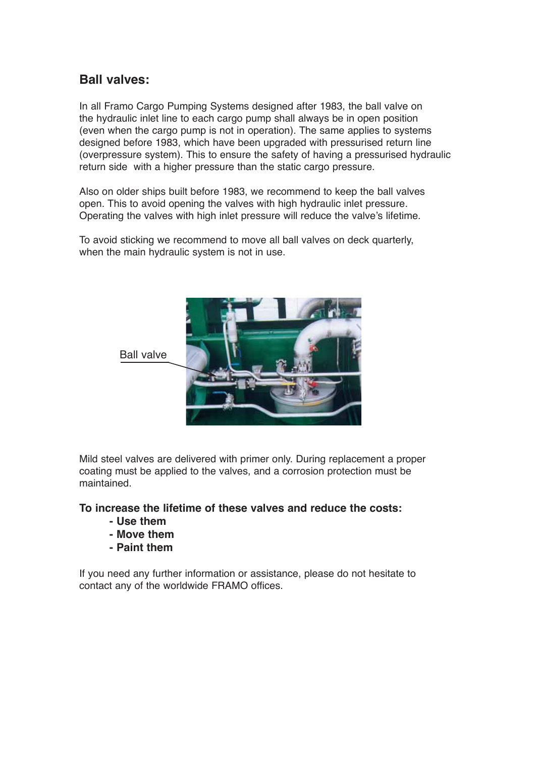## Ball valves:

In all Framo Cargo Pumping Systems designed after 1983, the ball valve on the hydraulic inlet line to each cargo pump shall always be in open position (even when the cargo pump is not in operation). The same applies to systems designed before 1983, which have been upgraded with pressurised return line (overpressure system). This to ensure the safety of having a pressurised hydraulic return side with a higher pressure than the static cargo pressure.

Also on older ships built before 1983, we recommend to keep the ball valves open. This to avoid opening the valves with high hydraulic inlet pressure. Operating the valves with high inlet pressure will reduce the valve's lifetime.

To avoid sticking we recommend to move all ball valves on deck quarterly, when the main hydraulic system is not in use.

Ball valve

Mild steel valves are delivered with primer only. During replacement a proper coating must be applied to the valves, and a corrosion protection must be maintained.

**To increase the lifetime of these valves and reduce the costs:**

- **Use them**
- **Move them**
- **Paint them**

If you need any further information or assistance, please do not hesitate to contact any of the worldwide FRAMO offices.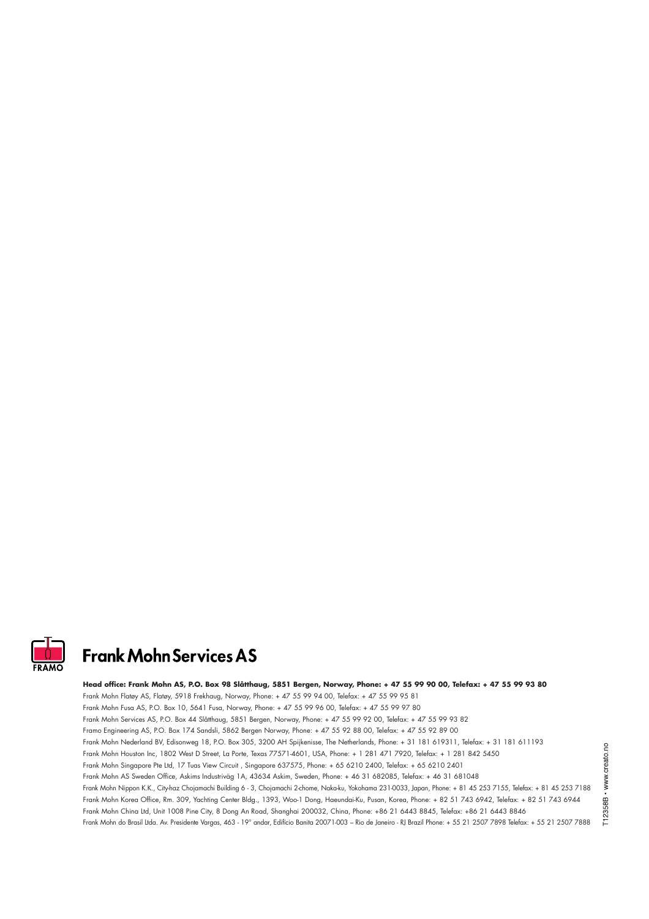FRAMO

# Frank Mohn Services AS

**Head office: Frank Mohn AS, P.O. Box 98 Slåtthaug, 5851 Bergen, Norway, Phone: + 47 55 99 90 00, Telefax: + 47 55 99 93 80**

Frank Mohn Flatøy AS, Flatøy, 5918 Frekhaug, Norway, Phone: + 47 55 99 94 00, Telefax: + 47 55 99 95 81

Frank Mohn Fusa AS, P.O. Box 10, 5641 Fusa, Norway, Phone: + 47 55 99 96 00, Telefax: + 47 55 99 97 80

Frank Mohn Services AS, P.O. Box 44 Slåtthaug, 5851 Bergen, Norway, Phone: + 47 55 99 92 00, Telefax: + 47 55 99 93 82

Framo Engineering AS, P.O. Box 174 Sandsli, 5862 Bergen Norway, Phone: + 47 55 92 88 00, Telefax: + 47 55 92 89 00

Frank Mohn Nederland BV, Edisonweg 18, P.O. Box 305, 3200 AH Spijkenisse, The Netherlands, Phone: + 31 181 619311, Telefax: + 31 181 611193

Frank Mohn Houston Inc, 1802 West D Street, La Porte, Texas 77571-4601, USA, Phone: + 1 281 471 7920, Telefax: + 1 281 842 5450

Frank Mohn Singapore Pte Ltd, 17 Tuas View Circuit , Singapore 637575, Phone: + 65 6210 2400, Telefax: + 65 6210 2401

Frank Mohn AS Sweden Office, Askims Industriväg 1A, 43634 Askim, Sweden, Phone: + 46 31 682085, Telefax: + 46 31 681048

Frank Mohn Nippon K.K., City-haz Chojamachi Building 6 - 3, Chojamachi 2-chome, Naka-ku, Yokohama 231-0033, Japan, Phone: + 81 45 253 7155, Telefax: + 81 45 253 7188

Frank Mohn Korea Office, Rm. 309, Yachting Center Bldg., 1393, Woo-1 Dong, Haeundai-Ku, Pusan, Korea, Phone: + 82 51 743 6942, Telefax: + 82 51 743 6944

Frank Mohn China Ltd, Unit 1008 Pine City, 8 Dong An Road, Shanghai 200032, China, Phone: +86 21 6443 8845, Telefax: +86 21 6443 8846

Frank Mohn do Brasil Ltda. Av. Presidente Vargas, 463 - 19° andar, Edifício Banita 20071-003 – Rio de Janeiro - RJ Brazil Phone: + 55 21 2507 7898 Telefax: + 55 21 2507 7888

T12358B • www.creato.no